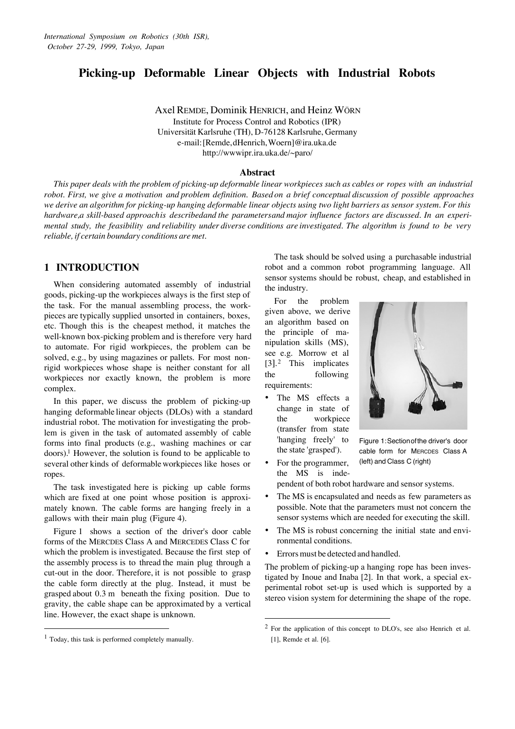# Picking-up Deformable Linear Objects with Industrial Robots

Axel REMDE, Dominik HENRICH, and Heinz WÖRN
Institute for Process Control and Robotics (IPR)
Universität Karlsruhe (TH), D-76128 Karlsruhe, Germany
e-mail: [Remde, dHenrich, Woern]@ira.uka.de
http://wwwipr.ira.uka.de/~paro/

### Abstract

*This paper deals with the problem of picking-up deformable linear workpieces such as cables or ropes with an industrial robot. First, we give a motivation and problem definition. Based on a brief conceptual discussion of possible approaches we derive an algorithm for picking-up hanging deformable linear objects using two light barriers as sensor system. For this hardware, a skill-based approach is described and the parameters and major influence factors are discussed. In an experimental study, the feasibility and reliability under diverse conditions are investigated. The algorithm is found to be very reliable, if certain boundary conditions are met.*

## 1 INTRODUCTION

When considering automated assembly of industrial goods, picking-up the workpieces always is the first step of the task. For the manual assembling process, the workpieces are typically supplied unsorted in containers, boxes, etc. Though this is the cheapest method, it matches the well-known box-picking problem and is therefore very hard to automate. For rigid workpieces, the problem can be solved, e.g., by using magazines or pallets. For most non-rigid workpieces whose shape is neither constant for all workpieces nor exactly known, the problem is more complex.

In this paper, we discuss the problem of picking-up hanging deformable linear objects (DLOs) with a standard industrial robot. The motivation for investigating the problem is given in the task of automated assembly of cable forms into final products (e.g., washing machines or car doors).[1] However, the solution is found to be applicable to several other kinds of deformable workpieces like hoses or ropes.

The task investigated here is picking up cable forms which are fixed at one point whose position is approximately known. The cable forms are hanging freely in a gallows with their main plug (Figure 4).

Figure 1 shows a section of the driver's door cable forms of the MERCDES Class A and MERCDES Class C for which the problem is investigated. Because the first step of the assembly process is to thread the main plug through a cut-out in the door. Therefore, it is not possible to grasp the cable form directly at the plug. Instead, it must be grasped about 0.3 m beneath the fixing position. Due to gravity, the cable shape can be approximated by a vertical line. However, the exact shape is unknown.

The task should be solved using a purchasable industrial robot and a common robot programming language. All sensor systems should be robust, cheap, and established in the industry.

For the problem given above, we derive an algorithm based on the principle of manipulation skills (MS), see e.g. Morrow et al [3].[2] This implicates the following requirements:

Figure 1: Section of the driver's door cable form for MERCDES Class A (left) and Class C (right)

- The MS effects a change in state of the workpiece (transfer from state 'hanging freely' to the state 'grasped').
- For the programmer, the MS is independent of both robot hardware and sensor systems.
- The MS is encapsulated and needs as few parameters as possible. Note that the parameters must not concern the sensor systems which are needed for executing the skill.
- The MS is robust concerning the initial state and environmental conditions.
- Errors must be detected and handled.

The problem of picking-up a hanging rope has been investigated by Inoue and Inaba [2]. In that work, a special experimental robot set-up is used which is supported by a stereo vision system for determining the shape of the rope.

[1] Today, this task is performed completely manually.

[2] For the application of this concept to DLO's, see also Henrich et al. [1], Remde et al. [6].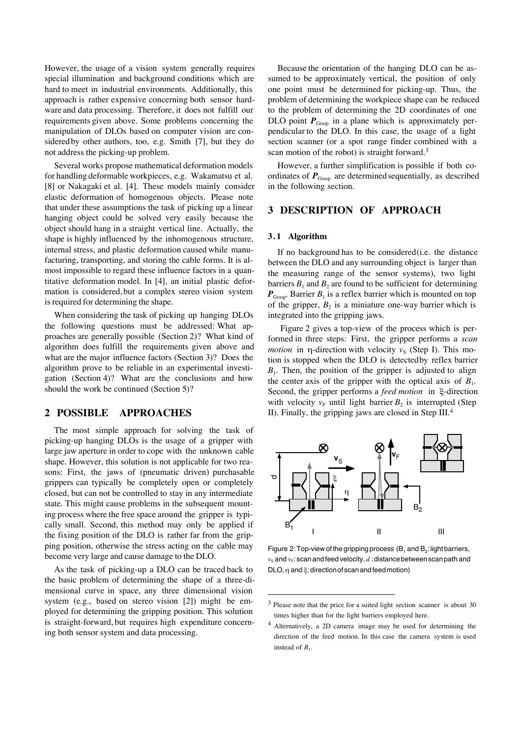However, the usage of a vision system generally requires special illumination and background conditions which are hard to meet in industrial environments. Additionally, this approach is rather expensive concerning both sensor hardware and data processing. Therefore, it does not fulfill our requirements given above. Some problems concerning the manipulation of DLOs based on computer vision are considered by other authors, too, e.g. Smith [7], but they do not address the picking-up problem.

Several works propose mathematical deformation models for handling deformable workpieces, e.g. Wakamatsu et al. [8] or Nakagaki et al. [4]. These models mainly consider elastic deformation of homogenous objects. Please note that under these assumptions the task of picking up a linear hanging object could be solved very easily because the object should hang in a straight vertical line. Actually, the shape is highly influenced by the inhomogenous structure, internal stress, and plastic deformation caused while manufacturing, transporting, and storing the cable forms. It is almost impossible to regard these influence factors in a quantitative deformation model. In [4], an initial plastic deformation is considered, but a complex stereo vision system is required for determining the shape.

When considering the task of picking up hanging DLOs the following questions must be addressed: What approaches are generally possible (Section 2)? What kind of algorithm does fulfill the requirements given above and what are the major influence factors (Section 3)? Does the algorithm prove to be reliable in an experimental investigation (Section 4)? What are the conclusions and how should the work be continued (Section 5)?

## 2 POSSIBLE APPROACHES

The most simple approach for solving the task of picking-up hanging DLOs is the usage of a gripper with large jaw aperture in order to cope with the unknown cable shape. However, this solution is not applicable for two reasons: First, the jaws of (pneumatic driven) purchasable grippers can typically be completely open or completely closed, but can not be controlled to stay in any intermediate state. This might cause problems in the subsequent mounting process where the free space around the gripper is typically small. Second, this method may only be applied if the fixing position of the DLO is rather far from the gripping position, otherwise the stress acting on the cable may become very large and cause damage to the DLO.

As the task of picking-up a DLO can be traced back to the basic problem of determining the shape of a three-dimensional curve in space, any three dimensional vision system (e.g., based on stereo vision [2]) might be employed for determining the gripping position. This solution is straight-forward, but requires high expenditure concerning both sensor system and data processing.

Because the orientation of the hanging DLO can be assumed to be approximately vertical, the position of only one point must be determined for picking-up. Thus, the problem of determining the workpiece shape can be reduced to the problem of determining the 2D coordinates of one DLO point $\boldsymbol{P}_{\text{Grasp}}$ in a plane which is approximately perpendicular to the DLO. In this case, the usage of a light section scanner (or a spot range finder combined with a scan motion of the robot) is straight forward.[3]

However, a further simplification is possible if both coordinates of $\boldsymbol{P}_{\text{Grasp}}$ are determined sequentially, as described in the following section.

## 3 DESCRIPTION OF APPROACH

### 3.1 Algorithm

If no background has to be considered (i.e. the distance between the DLO and any surrounding object is larger than the measuring range of the sensor systems), two light barriers $B_1$ and $B_2$ are found to be sufficient for determining $\boldsymbol{P}_{\text{Grasp}}$. Barrier $B_1$ is a reflex barrier which is mounted on top of the gripper, $B_2$ is a miniature one-way barrier which is integrated into the gripping jaws.

Figure 2 gives a top-view of the process which is performed in three steps: First, the gripper performs a *scan motion* in $\eta$-direction with velocity $v_S$ (Step I). This motion is stopped when the DLO is detected by reflex barrier $B_1$. Then, the position of the gripper is adjusted to align the center axis of the gripper with the optical axis of $B_1$. Second, the gripper performs a *feed motion* in $\xi$-direction with velocity $v_F$ until light barrier $B_2$ is interrupted (Step II). Finally, the gripping jaws are closed in Step III.[4]

Figure 2: Top-view of the gripping process ($B_1$ and $B_2$: light barriers, $v_S$ and $v_F$: scan and feed velocity, $d$: distance between scan path and DLO, $\eta$ and $\xi$: direction of scan and feed motion)

[3] Please note that the price for a suited light section scanner is about 30 times higher than for the light barriers employed here.

[4] Alternatively, a 2D camera image may be used for determining the direction of the feed motion. In this case the camera system is used instead of $B_1$.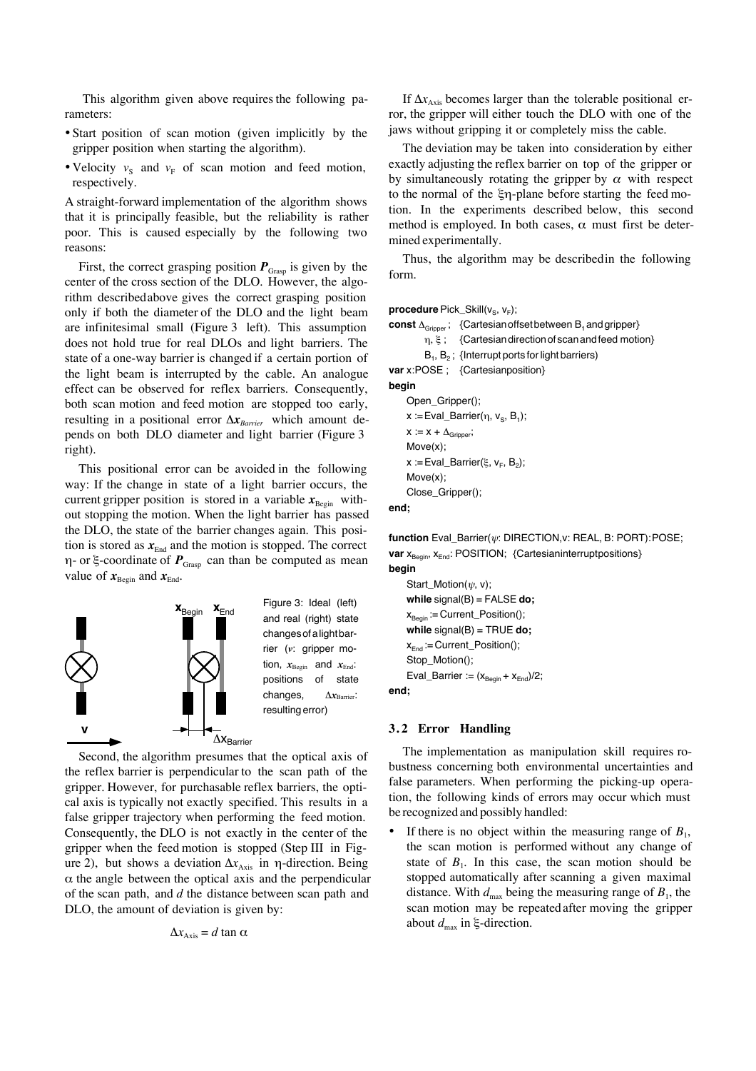This algorithm given above requires the following parameters:

- Start position of scan motion (given implicitly by the gripper position when starting the algorithm).
- Velocity $v_S$ and $v_F$ of scan motion and feed motion, respectively.

A straight-forward implementation of the algorithm shows that it is principally feasible, but the reliability is rather poor. This is caused especially by the following two reasons:

First, the correct grasping position $\boldsymbol{P}_{Grasp}$ is given by the center of the cross section of the DLO. However, the algorithm described above gives the correct grasping position only if both the diameter of the DLO and the light beam are infinitesimal small (Figure 3 left). This assumption does not hold true for real DLOs and light barriers. The state of a one-way barrier is changed if a certain portion of the light beam is interrupted by the cable. An analogue effect can be observed for reflex barriers. Consequently, both scan motion and feed motion are stopped too early, resulting in a positional error $\Delta\boldsymbol{x}_{Barrier}$ which amount depends on both DLO diameter and light barrier (Figure 3 right).

This positional error can be avoided in the following way: If the change in state of a light barrier occurs, the current gripper position is stored in a variable $\boldsymbol{x}_{Begin}$ without stopping the motion. When the light barrier has passed the DLO, the state of the barrier changes again. This position is stored as $\boldsymbol{x}_{End}$ and the motion is stopped. The correct $\eta$- or $\xi$-coordinate of $\boldsymbol{P}_{Grasp}$ can than be computed as mean value of $\boldsymbol{x}_{Begin}$ and $\boldsymbol{x}_{End}$.

Figure 3: Ideal (left) and real (right) state changes of a light barrier ($\boldsymbol{v}$: gripper motion, $\boldsymbol{x}_{Begin}$ and $\boldsymbol{x}_{End}$: positions of state changes, $\Delta\boldsymbol{x}_{Barrier}$: resulting error)

Second, the algorithm presumes that the optical axis of the reflex barrier is perpendicular to the scan path of the gripper. However, for purchasable reflex barriers, the optical axis is typically not exactly specified. This results in a false gripper trajectory when performing the feed motion. Consequently, the DLO is not exactly in the center of the gripper when the feed motion is stopped (Step III in Figure 2), but shows a deviation $\Delta x_{Axis}$ in $\eta$-direction. Being $\alpha$ the angle between the optical axis and the perpendicular of the scan path, and $d$ the distance between scan path and DLO, the amount of deviation is given by:

$$\Delta x_{Axis} = d \tan \alpha$$

If $\Delta x_{Axis}$ becomes larger than the tolerable positional error, the gripper will either touch the DLO with one of the jaws without gripping it or completely miss the cable.

The deviation may be taken into consideration by either exactly adjusting the reflex barrier on top of the gripper or by simultaneously rotating the gripper by $\alpha$ with respect to the normal of the $\xi\eta$-plane before starting the feed motion. In the experiments described below, this second method is employed. In both cases, $\alpha$ must first be determined experimentally.

Thus, the algorithm may be described in the following form.

```
procedure Pick_Skill(vS, vF);
const ΔGripper ;  {Cartesian offset between B1 and gripper}
      η, ξ ;      {Cartesian direction of scan and feed motion}
      B1, B2 ;    {Interrupt ports for light barriers}
var x:POSE ;      {Cartesian position}
begin
   Open_Gripper();
   x := Eval_Barrier(η, vS, B1);
   x := x + ΔGripper;
   Move(x);
   x := Eval_Barrier(ξ, vF, B2);
   Move(x);
   Close_Gripper();
end;

function Eval_Barrier(ψ: DIRECTION,v: REAL, B: PORT):POSE;
var xBegin, xEnd: POSITION;  {Cartesian interrupt positions}
begin
   Start_Motion(ψ, v);
   while signal(B) = FALSE do;
   xBegin := Current_Position();
   while signal(B) = TRUE do;
   xEnd := Current_Position();
   Stop_Motion();
   Eval_Barrier := (xBegin + xEnd)/2;
end;
```

### 3.2 Error Handling

The implementation as manipulation skill requires robustness concerning both environmental uncertainties and false parameters. When performing the picking-up operation, the following kinds of errors may occur which must be recognized and possibly handled:

- If there is no object within the measuring range of $B_1$, the scan motion is performed without any change of state of $B_1$. In this case, the scan motion should be stopped automatically after scanning a given maximal distance. With $d_{max}$ being the measuring range of $B_1$, the scan motion may be repeated after moving the gripper about $d_{max}$ in $\xi$-direction.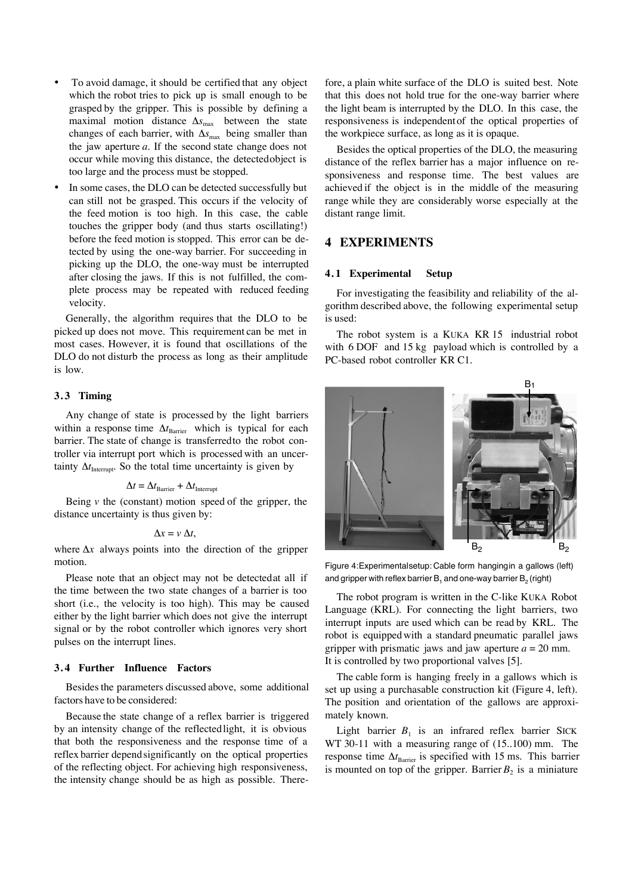- To avoid damage, it should be certified that any object which the robot tries to pick up is small enough to be grasped by the gripper. This is possible by defining a maximal motion distance $\Delta s_{max}$ between the state changes of each barrier, with $\Delta s_{max}$ being smaller than the jaw aperture $a$. If the second state change does not occur while moving this distance, the detected object is too large and the process must be stopped.
- In some cases, the DLO can be detected successfully but can still not be grasped. This occurs if the velocity of the feed motion is too high. In this case, the cable touches the gripper body (and thus starts oscillating!) before the feed motion is stopped. This error can be detected by using the one-way barrier. For succeeding in picking up the DLO, the one-way must be interrupted after closing the jaws. If this is not fulfilled, the complete process may be repeated with reduced feeding velocity.

Generally, the algorithm requires that the DLO to be picked up does not move. This requirement can be met in most cases. However, it is found that oscillations of the DLO do not disturb the process as long as their amplitude is low.

### 3.3 Timing

Any change of state is processed by the light barriers within a response time $\Delta t_{Barrier}$ which is typical for each barrier. The state of change is transferred to the robot controller via interrupt port which is processed with an uncertainty $\Delta t_{Interrupt}$. So the total time uncertainty is given by

$$\Delta t = \Delta t_{Barrier} + \Delta t_{Interrupt}$$

Being $v$ the (constant) motion speed of the gripper, the distance uncertainty is thus given by:

$$\Delta x = v\,\Delta t,$$

where $\Delta x$ always points into the direction of the gripper motion.

Please note that an object may not be detected at all if the time between the two state changes of a barrier is too short (i.e., the velocity is too high). This may be caused either by the light barrier which does not give the interrupt signal or by the robot controller which ignores very short pulses on the interrupt lines.

### 3.4 Further Influence Factors

Besides the parameters discussed above, some additional factors have to be considered:

Because the state change of a reflex barrier is triggered by an intensity change of the reflected light, it is obvious that both the responsiveness and the response time of a reflex barrier depend significantly on the optical properties of the reflecting object. For achieving high responsiveness, the intensity change should be as high as possible. Therefore, a plain white surface of the DLO is suited best. Note that this does not hold true for the one-way barrier where the light beam is interrupted by the DLO. In this case, the responsiveness is independent of the optical properties of the workpiece surface, as long as it is opaque.

Besides the optical properties of the DLO, the measuring distance of the reflex barrier has a major influence on responsiveness and response time. The best values are achieved if the object is in the middle of the measuring range while they are considerably worse especially at the distant range limit.

## 4 EXPERIMENTS

### 4.1 Experimental Setup

For investigating the feasibility and reliability of the algorithm described above, the following experimental setup is used:

The robot system is a KUKA KR 15 industrial robot with 6 DOF and 15 kg payload which is controlled by a PC-based robot controller KR C1.

Figure 4: Experimental setup: Cable form hanging in a gallows (left) and gripper with reflex barrier $B_1$ and one-way barrier $B_2$ (right)

The robot program is written in the C-like KUKA Robot Language (KRL). For connecting the light barriers, two interrupt inputs are used which can be read by KRL. The robot is equipped with a standard pneumatic parallel jaws gripper with prismatic jaws and jaw aperture $a$ = 20 mm. It is controlled by two proportional valves [5].

The cable form is hanging freely in a gallows which is set up using a purchasable construction kit (Figure 4, left). The position and orientation of the gallows are approximately known.

Light barrier $B_1$ is an infrared reflex barrier SICK WT 30-11 with a measuring range of (15..100) mm. The response time $\Delta t_{Barrier}$ is specified with 15 ms. This barrier is mounted on top of the gripper. Barrier $B_2$ is a miniature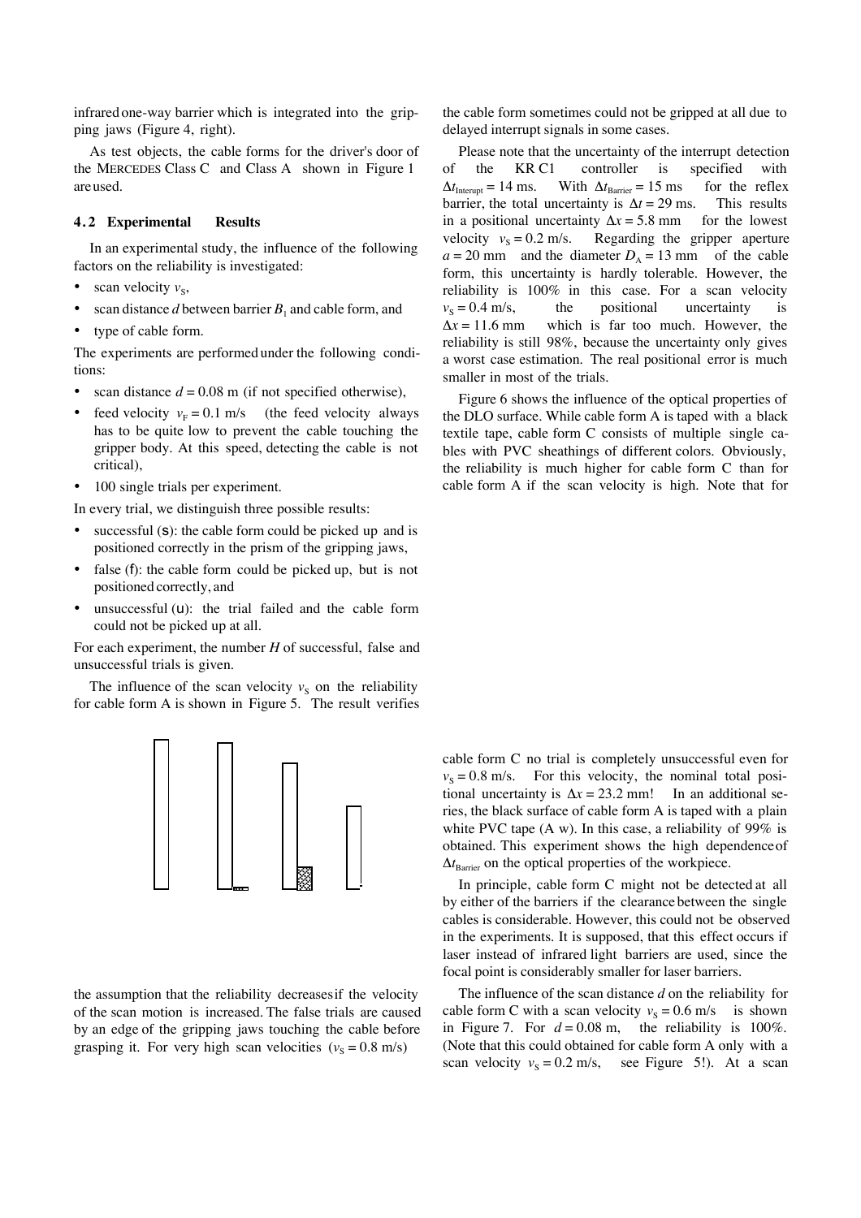infrared one-way barrier which is integrated into the gripping jaws (Figure 4, right).

As test objects, the cable forms for the driver's door of the MERCEDES Class C and Class A shown in Figure 1 are used.

### 4.2 Experimental Results

In an experimental study, the influence of the following factors on the reliability is investigated:

- scan velocity $v_S$,
- scan distance $d$ between barrier $B_1$ and cable form, and
- type of cable form.

The experiments are performed under the following conditions:

- scan distance $d = 0.08$ m (if not specified otherwise),
- feed velocity $v_F = 0.1$ m/s (the feed velocity always has to be quite low to prevent the cable touching the gripper body. At this speed, detecting the cable is not critical),
- 100 single trials per experiment.

In every trial, we distinguish three possible results:

- successful (s): the cable form could be picked up and is positioned correctly in the prism of the gripping jaws,
- false (f): the cable form could be picked up, but is not positioned correctly, and
- unsuccessful (u): the trial failed and the cable form could not be picked up at all.

For each experiment, the number $H$ of successful, false and unsuccessful trials is given.

The influence of the scan velocity $v_S$ on the reliability for cable form A is shown in Figure 5. The result verifies the assumption that the reliability decreases if the velocity of the scan motion is increased. The false trials are caused by an edge of the gripping jaws touching the cable before grasping it. For very high scan velocities ($v_S = 0.8$ m/s) the cable form sometimes could not be gripped at all due to delayed interrupt signals in some cases.

Please note that the uncertainty of the interrupt detection of the KR C1 controller is specified with $\Delta t_{\text{Interrupt}} = 14$ ms. With $\Delta t_{\text{Barrier}} = 15$ ms for the reflex barrier, the total uncertainty is $\Delta t = 29$ ms. This results in a positional uncertainty $\Delta x = 5.8$ mm for the lowest velocity $v_S = 0.2$ m/s. Regarding the gripper aperture $a = 20$ mm and the diameter $D_A = 13$ mm of the cable form, this uncertainty is hardly tolerable. However, the reliability is 100% in this case. For a scan velocity $v_S = 0.4$ m/s, the positional uncertainty is $\Delta x = 11.6$ mm which is far too much. However, the reliability is still 98%, because the uncertainty only gives a worst case estimation. The real positional error is much smaller in most of the trials.

Figure 6 shows the influence of the optical properties of the DLO surface. While cable form A is taped with a black textile tape, cable form C consists of multiple single cables with PVC sheathings of different colors. Obviously, the reliability is much higher for cable form C than for cable form A if the scan velocity is high. Note that for cable form C no trial is completely unsuccessful even for $v_S = 0.8$ m/s. For this velocity, the nominal total positional uncertainty is $\Delta x = 23.2$ mm! In an additional series, the black surface of cable form A is taped with a plain white PVC tape (A w). In this case, a reliability of 99% is obtained. This experiment shows the high dependence of $\Delta t_{\text{Barrier}}$ on the optical properties of the workpiece.

In principle, cable form C might not be detected at all by either of the barriers if the clearance between the single cables is considerable. However, this could not be observed in the experiments. It is supposed, that this effect occurs if laser instead of infrared light barriers are used, since the focal point is considerably smaller for laser barriers.

The influence of the scan distance $d$ on the reliability for cable form C with a scan velocity $v_S = 0.6$ m/s is shown in Figure 7. For $d = 0.08$ m, the reliability is 100%. (Note that this could obtained for cable form A only with a scan velocity $v_S = 0.2$ m/s, see Figure 5!). At a scan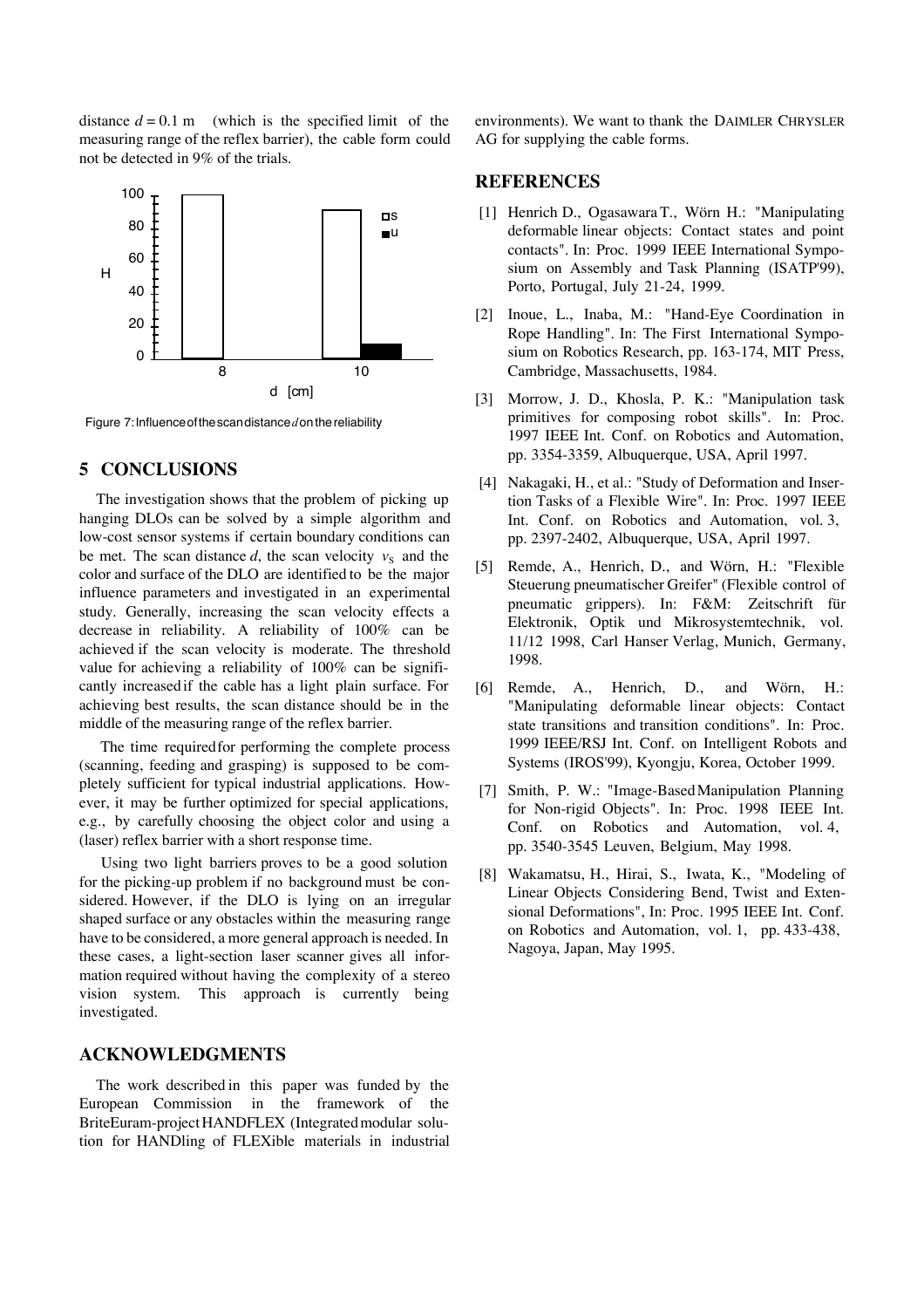distance $d = 0.1$ m (which is the specified limit of the measuring range of the reflex barrier), the cable form could not be detected in 9% of the trials.

100
80
60
H
40
20
0
8
10
d [cm]
s
u

Figure 7: Influence of the scan distance $d$ on the reliability

## 5 CONCLUSIONS

The investigation shows that the problem of picking up hanging DLOs can be solved by a simple algorithm and low-cost sensor systems if certain boundary conditions can be met. The scan distance $d$, the scan velocity $v_S$ and the color and surface of the DLO are identified to be the major influence parameters and investigated in an experimental study. Generally, increasing the scan velocity effects a decrease in reliability. A reliability of 100% can be achieved if the scan velocity is moderate. The threshold value for achieving a reliability of 100% can be significantly increased if the cable has a light plain surface. For achieving best results, the scan distance should be in the middle of the measuring range of the reflex barrier.

The time required for performing the complete process (scanning, feeding and grasping) is supposed to be completely sufficient for typical industrial applications. However, it may be further optimized for special applications, e.g., by carefully choosing the object color and using a (laser) reflex barrier with a short response time.

Using two light barriers proves to be a good solution for the picking-up problem if no background must be considered. However, if the DLO is lying on an irregular shaped surface or any obstacles within the measuring range have to be considered, a more general approach is needed. In these cases, a light-section laser scanner gives all information required without having the complexity of a stereo vision system. This approach is currently being investigated.

## ACKNOWLEDGMENTS

The work described in this paper was funded by the European Commission in the framework of the BriteEuram-project HANDFLEX (Integrated modular solution for HANDling of FLEXible materials in industrial environments). We want to thank the DAIMLER CHRYSLER AG for supplying the cable forms.

## REFERENCES

[1] Henrich D., Ogasawara T., Wörn H.: "Manipulating deformable linear objects: Contact states and point contacts". In: Proc. 1999 IEEE International Symposium on Assembly and Task Planning (ISATP'99), Porto, Portugal, July 21-24, 1999.

[2] Inoue, L., Inaba, M.: "Hand-Eye Coordination in Rope Handling". In: The First International Symposium on Robotics Research, pp. 163-174, MIT Press, Cambridge, Massachusetts, 1984.

[3] Morrow, J. D., Khosla, P. K.: "Manipulation task primitives for composing robot skills". In: Proc. 1997 IEEE Int. Conf. on Robotics and Automation, pp. 3354-3359, Albuquerque, USA, April 1997.

[4] Nakagaki, H., et al.: "Study of Deformation and Insertion Tasks of a Flexible Wire". In: Proc. 1997 IEEE Int. Conf. on Robotics and Automation, vol. 3, pp. 2397-2402, Albuquerque, USA, April 1997.

[5] Remde, A., Henrich, D., and Wörn, H.: "Flexible Steuerung pneumatischer Greifer" (Flexible control of pneumatic grippers). In: F&M: Zeitschrift für Elektronik, Optik und Mikrosystemtechnik, vol. 11/12 1998, Carl Hanser Verlag, Munich, Germany, 1998.

[6] Remde, A., Henrich, D., and Wörn, H.: "Manipulating deformable linear objects: Contact state transitions and transition conditions". In: Proc. 1999 IEEE/RSJ Int. Conf. on Intelligent Robots and Systems (IROS'99), Kyongju, Korea, October 1999.

[7] Smith, P. W.: "Image-Based Manipulation Planning for Non-rigid Objects". In: Proc. 1998 IEEE Int. Conf. on Robotics and Automation, vol. 4, pp. 3540-3545 Leuven, Belgium, May 1998.

[8] Wakamatsu, H., Hirai, S., Iwata, K., "Modeling of Linear Objects Considering Bend, Twist and Extensional Deformations", In: Proc. 1995 IEEE Int. Conf. on Robotics and Automation, vol. 1, pp. 433-438, Nagoya, Japan, May 1995.